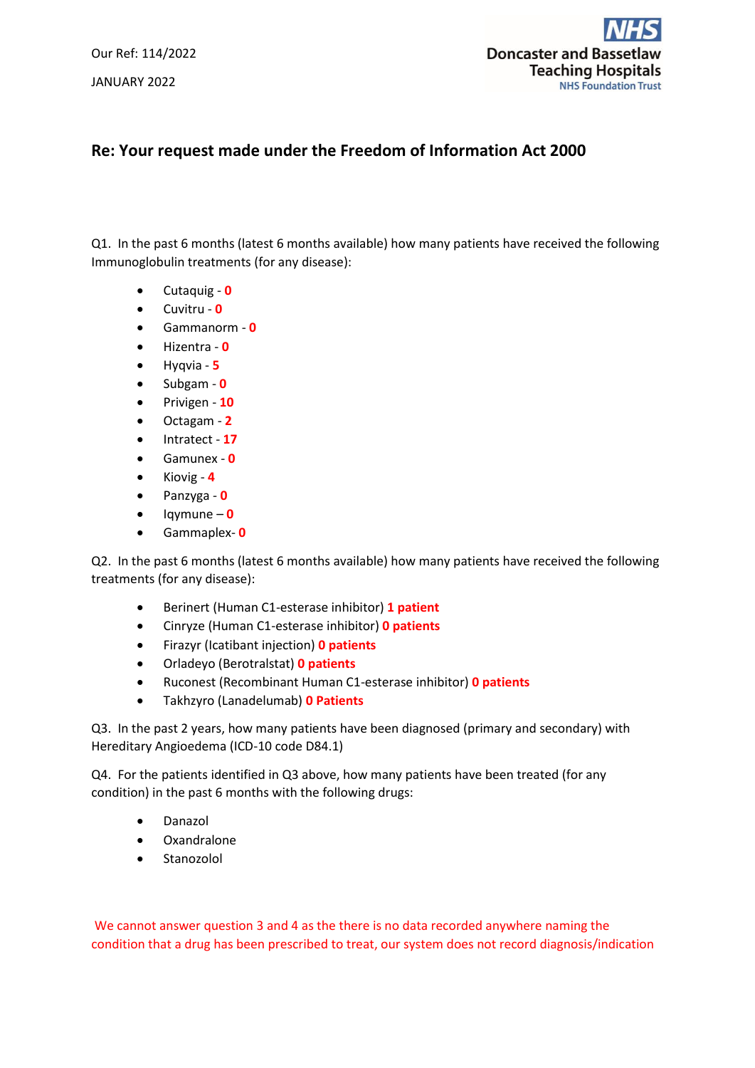Our Ref: 114/2022

JANUARY 2022

Doncaster and Bassetlaw Teaching Hospitals
NHS Foundation Trust

## Re: Your request made under the Freedom of Information Act 2000

Q1. In the past 6 months (latest 6 months available) how many patients have received the following Immunoglobulin treatments (for any disease):

- Cutaquig - **0**
- Cuvitru - **0**
- Gammanorm - **0**
- Hizentra - **0**
- Hyqvia - **5**
- Subgam - **0**
- Privigen - **10**
- Octagam - **2**
- Intratect - **17**
- Gamunex - **0**
- Kiovig - **4**
- Panzyga - **0**
- Iqymune – **0**
- Gammaplex- **0**

Q2. In the past 6 months (latest 6 months available) how many patients have received the following treatments (for any disease):

- Berinert (Human C1-esterase inhibitor) **1 patient**
- Cinryze (Human C1-esterase inhibitor) **0 patients**
- Firazyr (Icatibant injection) **0 patients**
- Orladeyo (Berotralstat) **0 patients**
- Ruconest (Recombinant Human C1-esterase inhibitor) **0 patients**
- Takhzyro (Lanadelumab) **0 Patients**

Q3. In the past 2 years, how many patients have been diagnosed (primary and secondary) with Hereditary Angioedema (ICD-10 code D84.1)

Q4. For the patients identified in Q3 above, how many patients have been treated (for any condition) in the past 6 months with the following drugs:

- Danazol
- Oxandralone
- Stanozolol

We cannot answer question 3 and 4 as the there is no data recorded anywhere naming the condition that a drug has been prescribed to treat, our system does not record diagnosis/indication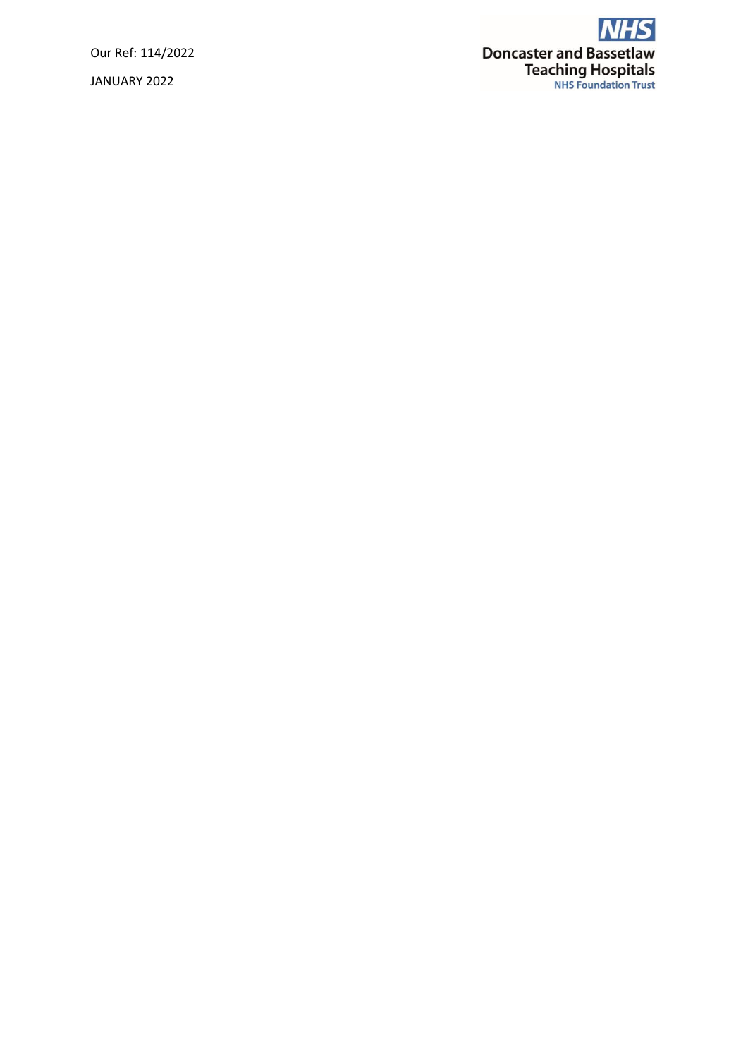Our Ref: 114/2022

JANUARY 2022

Doncaster and Bassetlaw Teaching Hospitals
NHS Foundation Trust